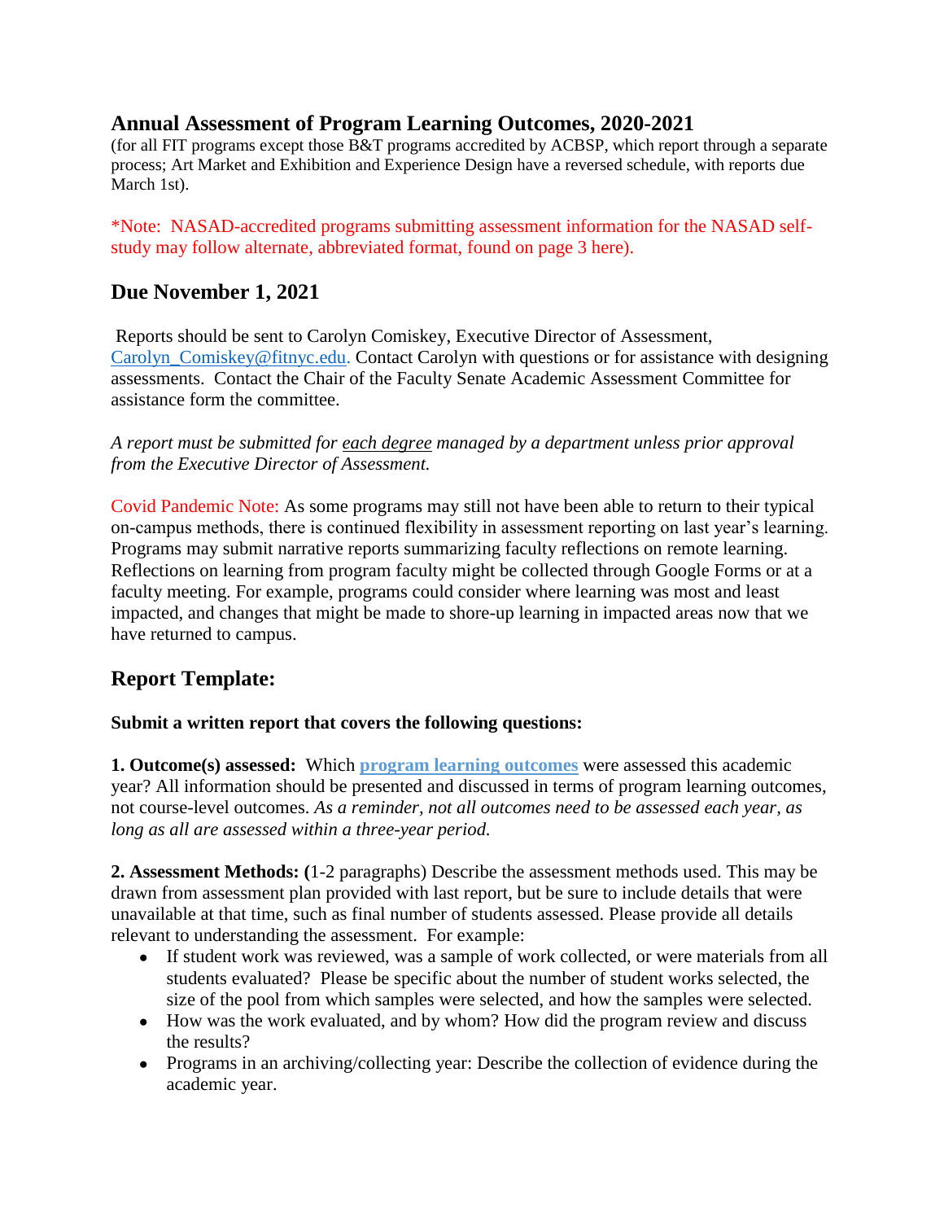## Annual Assessment of Program Learning Outcomes, 2020-2021

(for all FIT programs except those B&T programs accredited by ACBSP, which report through a separate process; Art Market and Exhibition and Experience Design have a reversed schedule, with reports due March 1st).

*Note: NASAD-accredited programs submitting assessment information for the NASAD self-study may follow alternate, abbreviated format, found on page 3 here).

## Due November 1, 2021

Reports should be sent to Carolyn Comiskey, Executive Director of Assessment, Carolyn_Comiskey@fitnyc.edu. Contact Carolyn with questions or for assistance with designing assessments. Contact the Chair of the Faculty Senate Academic Assessment Committee for assistance form the committee.

*A report must be submitted for each degree managed by a department unless prior approval from the Executive Director of Assessment.*

Covid Pandemic Note: As some programs may still not have been able to return to their typical on-campus methods, there is continued flexibility in assessment reporting on last year's learning. Programs may submit narrative reports summarizing faculty reflections on remote learning. Reflections on learning from program faculty might be collected through Google Forms or at a faculty meeting. For example, programs could consider where learning was most and least impacted, and changes that might be made to shore-up learning in impacted areas now that we have returned to campus.

## Report Template:

**Submit a written report that covers the following questions:**

**1. Outcome(s) assessed:** Which **program learning outcomes** were assessed this academic year? All information should be presented and discussed in terms of program learning outcomes, not course-level outcomes. *As a reminder, not all outcomes need to be assessed each year, as long as all are assessed within a three-year period.*

**2. Assessment Methods: (**1-2 paragraphs) Describe the assessment methods used. This may be drawn from assessment plan provided with last report, but be sure to include details that were unavailable at that time, such as final number of students assessed. Please provide all details relevant to understanding the assessment. For example:

- If student work was reviewed, was a sample of work collected, or were materials from all students evaluated? Please be specific about the number of student works selected, the size of the pool from which samples were selected, and how the samples were selected.
- How was the work evaluated, and by whom? How did the program review and discuss the results?
- Programs in an archiving/collecting year: Describe the collection of evidence during the academic year.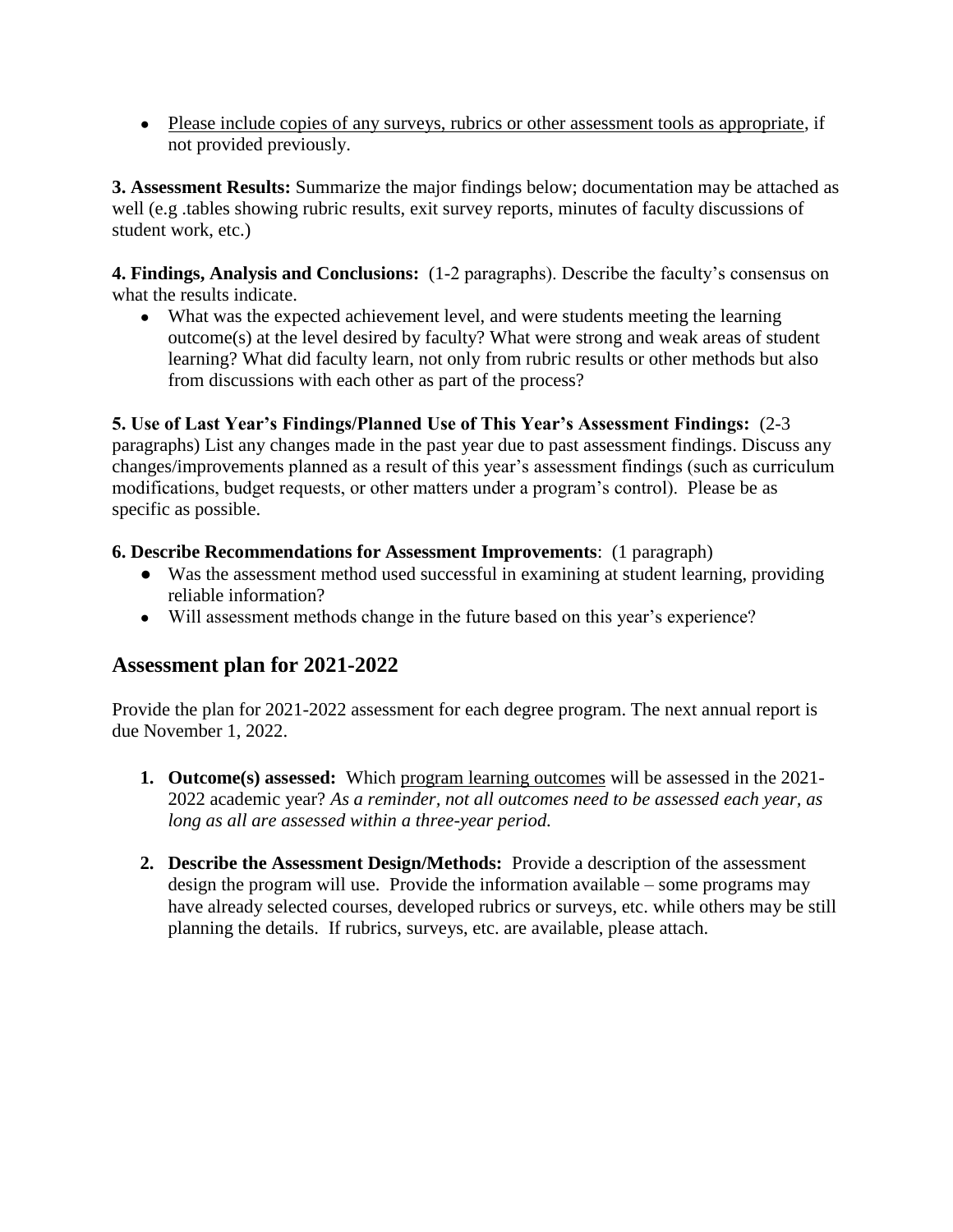- <u>Please include copies of any surveys, rubrics or other assessment tools as appropriate</u>, if not provided previously.

**3. Assessment Results:** Summarize the major findings below; documentation may be attached as well (e.g .tables showing rubric results, exit survey reports, minutes of faculty discussions of student work, etc.)

**4. Findings, Analysis and Conclusions:** (1-2 paragraphs). Describe the faculty's consensus on what the results indicate.

- What was the expected achievement level, and were students meeting the learning outcome(s) at the level desired by faculty? What were strong and weak areas of student learning? What did faculty learn, not only from rubric results or other methods but also from discussions with each other as part of the process?

**5. Use of Last Year's Findings/Planned Use of This Year's Assessment Findings:** (2-3 paragraphs) List any changes made in the past year due to past assessment findings. Discuss any changes/improvements planned as a result of this year's assessment findings (such as curriculum modifications, budget requests, or other matters under a program's control). Please be as specific as possible.

**6. Describe Recommendations for Assessment Improvements**: (1 paragraph)

- Was the assessment method used successful in examining at student learning, providing reliable information?
- Will assessment methods change in the future based on this year's experience?

## Assessment plan for 2021-2022

Provide the plan for 2021-2022 assessment for each degree program. The next annual report is due November 1, 2022.

1. **Outcome(s) assessed:** Which <u>program learning outcomes</u> will be assessed in the 2021-2022 academic year? *As a reminder, not all outcomes need to be assessed each year, as long as all are assessed within a three-year period.*

2. **Describe the Assessment Design/Methods:** Provide a description of the assessment design the program will use. Provide the information available – some programs may have already selected courses, developed rubrics or surveys, etc. while others may be still planning the details. If rubrics, surveys, etc. are available, please attach.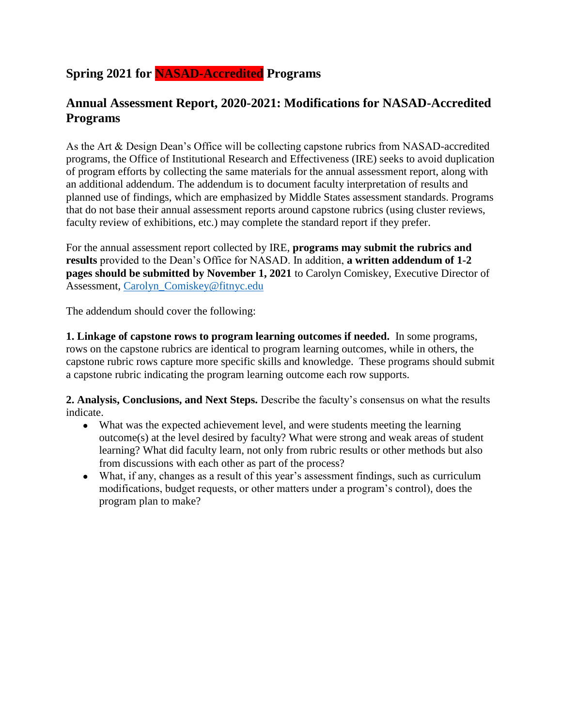## Spring 2021 for NASAD-Accredited Programs

## Annual Assessment Report, 2020-2021: Modifications for NASAD-Accredited Programs

As the Art & Design Dean's Office will be collecting capstone rubrics from NASAD-accredited programs, the Office of Institutional Research and Effectiveness (IRE) seeks to avoid duplication of program efforts by collecting the same materials for the annual assessment report, along with an additional addendum. The addendum is to document faculty interpretation of results and planned use of findings, which are emphasized by Middle States assessment standards. Programs that do not base their annual assessment reports around capstone rubrics (using cluster reviews, faculty review of exhibitions, etc.) may complete the standard report if they prefer.

For the annual assessment report collected by IRE, **programs may submit the rubrics and results** provided to the Dean's Office for NASAD. In addition, **a written addendum of 1-2 pages should be submitted by November 1, 2021** to Carolyn Comiskey, Executive Director of Assessment, Carolyn_Comiskey@fitnyc.edu

The addendum should cover the following:

**1. Linkage of capstone rows to program learning outcomes if needed.** In some programs, rows on the capstone rubrics are identical to program learning outcomes, while in others, the capstone rubric rows capture more specific skills and knowledge. These programs should submit a capstone rubric indicating the program learning outcome each row supports.

**2. Analysis, Conclusions, and Next Steps.** Describe the faculty's consensus on what the results indicate.

- What was the expected achievement level, and were students meeting the learning outcome(s) at the level desired by faculty? What were strong and weak areas of student learning? What did faculty learn, not only from rubric results or other methods but also from discussions with each other as part of the process?
- What, if any, changes as a result of this year's assessment findings, such as curriculum modifications, budget requests, or other matters under a program's control), does the program plan to make?